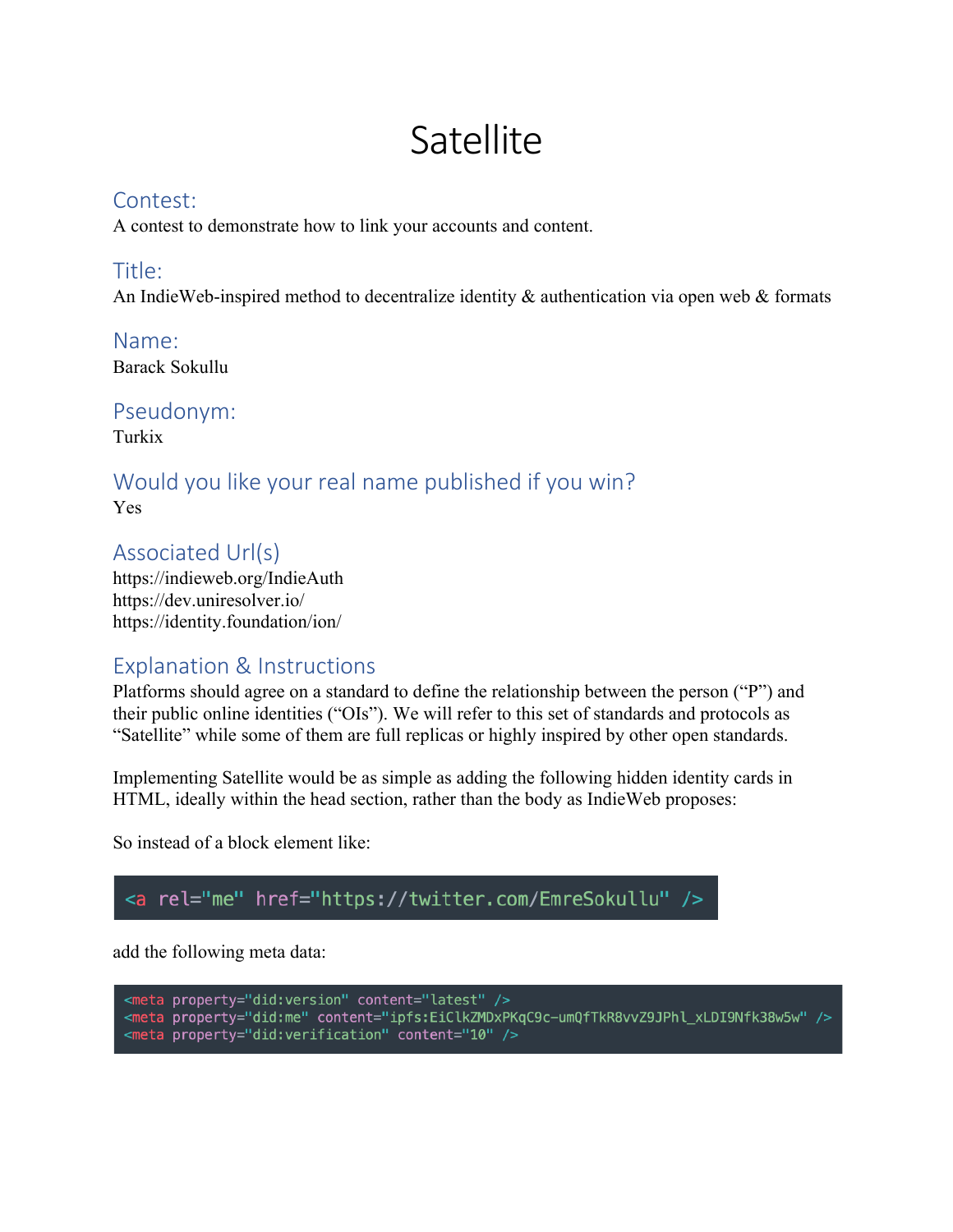# Satellite

## Contest:

A contest to demonstrate how to link your accounts and content.

## Title:

An IndieWeb-inspired method to decentralize identity & authentication via open web & formats

## Name:

Barack Sokullu

## Pseudonym:

Turkix

## Would you like your real name published if you win?

Yes

## Associated Url(s)

https://indieweb.org/IndieAuth
https://dev.uniresolver.io/
https://identity.foundation/ion/

## Explanation & Instructions

Platforms should agree on a standard to define the relationship between the person ("P") and their public online identities ("OIs"). We will refer to this set of standards and protocols as "Satellite" while some of them are full replicas or highly inspired by other open standards.

Implementing Satellite would be as simple as adding the following hidden identity cards in HTML, ideally within the head section, rather than the body as IndieWeb proposes:

So instead of a block element like:

```
<a rel="me" href="https://twitter.com/EmreSokullu" />
```

add the following meta data:

```
<meta property="did:version" content="latest" />
<meta property="did:me" content="ipfs:EiClkZMDxPKqC9c-umQfTkR8vvZ9JPhl_xLDI9Nfk38w5w" />
<meta property="did:verification" content="10" />
```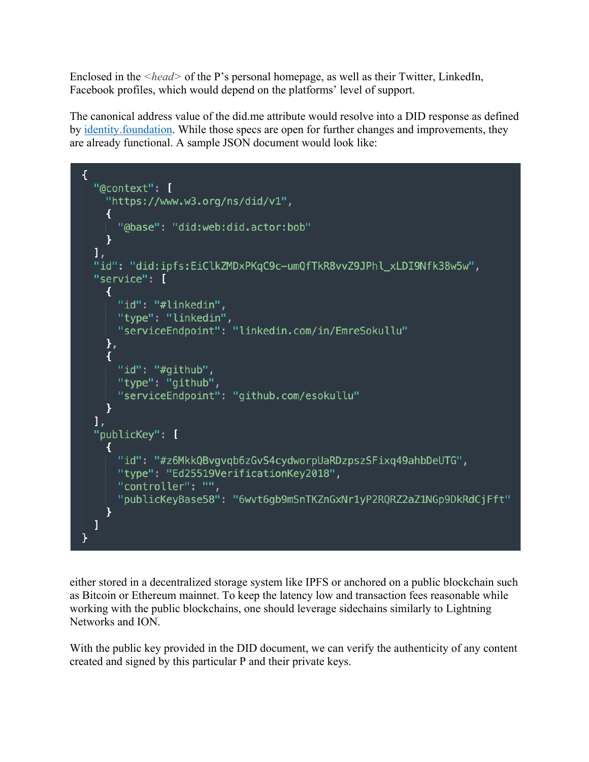Enclosed in the *<head>* of the P's personal homepage, as well as their Twitter, LinkedIn, Facebook profiles, which would depend on the platforms' level of support.

The canonical address value of the did.me attribute would resolve into a DID response as defined by [identity.foundation](identity.foundation). While those specs are open for further changes and improvements, they are already functional. A sample JSON document would look like:

```
{
  "@context": [
    "https://www.w3.org/ns/did/v1",
    {
      "@base": "did:web:did.actor:bob"
    }
  ],
  "id": "did:ipfs:EiClkZMDxPKqC9c-umQfTkR8vvZ9JPhl_xLDI9Nfk38w5w",
  "service": [
    {
      "id": "#linkedin",
      "type": "linkedin",
      "serviceEndpoint": "linkedin.com/in/EmreSokullu"
    },
    {
      "id": "#github",
      "type": "github",
      "serviceEndpoint": "github.com/esokullu"
    }
  ],
  "publicKey": [
    {
      "id": "#z6MkkQBvgvqb6zGvS4cydworpUaRDzpszSFixq49ahbDeUTG",
      "type": "Ed25519VerificationKey2018",
      "controller": "",
      "publicKeyBase58": "6wvt6gb9mSnTKZnGxNr1yP2RQRZ2aZ1NGp9DkRdCjFft"
    }
  ]
}
```

either stored in a decentralized storage system like IPFS or anchored on a public blockchain such as Bitcoin or Ethereum mainnet. To keep the latency low and transaction fees reasonable while working with the public blockchains, one should leverage sidechains similarly to Lightning Networks and ION.

With the public key provided in the DID document, we can verify the authenticity of any content created and signed by this particular P and their private keys.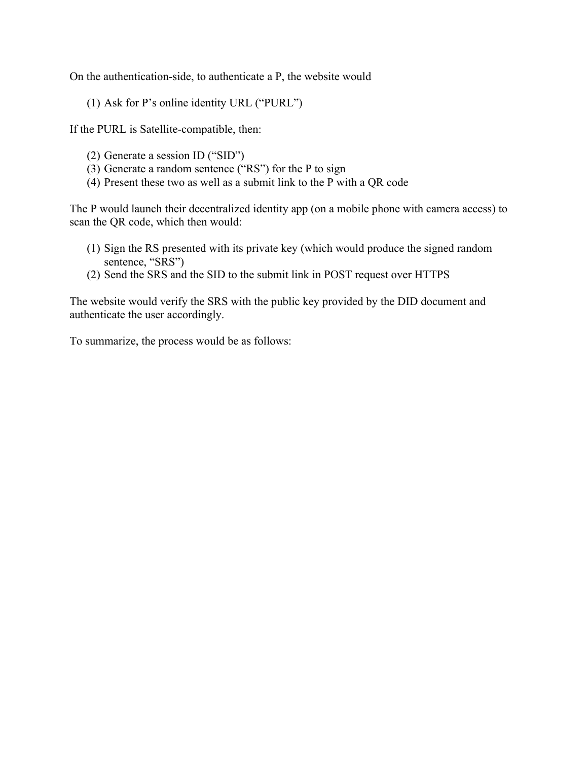On the authentication-side, to authenticate a P, the website would

(1) Ask for P's online identity URL ("PURL")

If the PURL is Satellite-compatible, then:

(2) Generate a session ID ("SID")
(3) Generate a random sentence ("RS") for the P to sign
(4) Present these two as well as a submit link to the P with a QR code

The P would launch their decentralized identity app (on a mobile phone with camera access) to scan the QR code, which then would:

(1) Sign the RS presented with its private key (which would produce the signed random sentence, "SRS")
(2) Send the SRS and the SID to the submit link in POST request over HTTPS

The website would verify the SRS with the public key provided by the DID document and authenticate the user accordingly.

To summarize, the process would be as follows: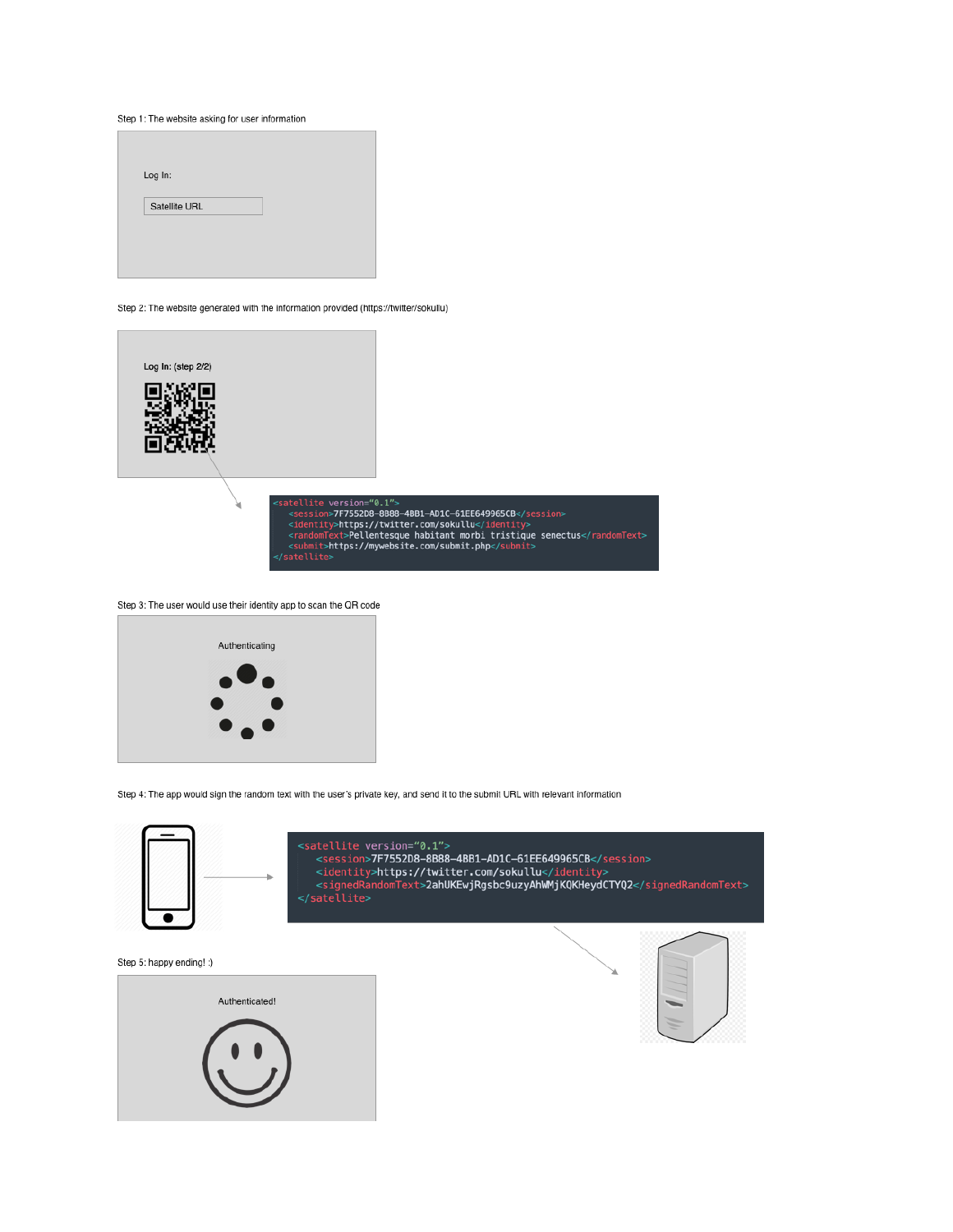Step 1: The website asking for user information

Log In:

Satellite URL

Step 2: The website generated with the information provided (https://twitter/sokullu)

Log In: (step 2/2)

```
<satellite version="0.1">
   <session>7F7552D8-8B88-4BB1-AD1C-61EE649965CB</session>
   <identity>https://twitter.com/sokullu</identity>
   <randomText>Pellentesque habitant morbi tristique senectus</randomText>
   <submit>https://mywebsite.com/submit.php</submit>
</satellite>
```

Step 3: The user would use their identity app to scan the QR code

Authenticating

Step 4: The app would sign the random text with the user's private key, and send it to the submit URL with relevant information

```
<satellite version="0.1">
   <session>7F7552D8-8B88-4BB1-AD1C-61EE649965CB</session>
   <identity>https://twitter.com/sokullu</identity>
   <signedRandomText>2ahUKEwjRgsbc9uzyAhWMjKQKHeydCTYQ2</signedRandomText>
</satellite>
```

Step 5: happy ending! :)

Authenticated!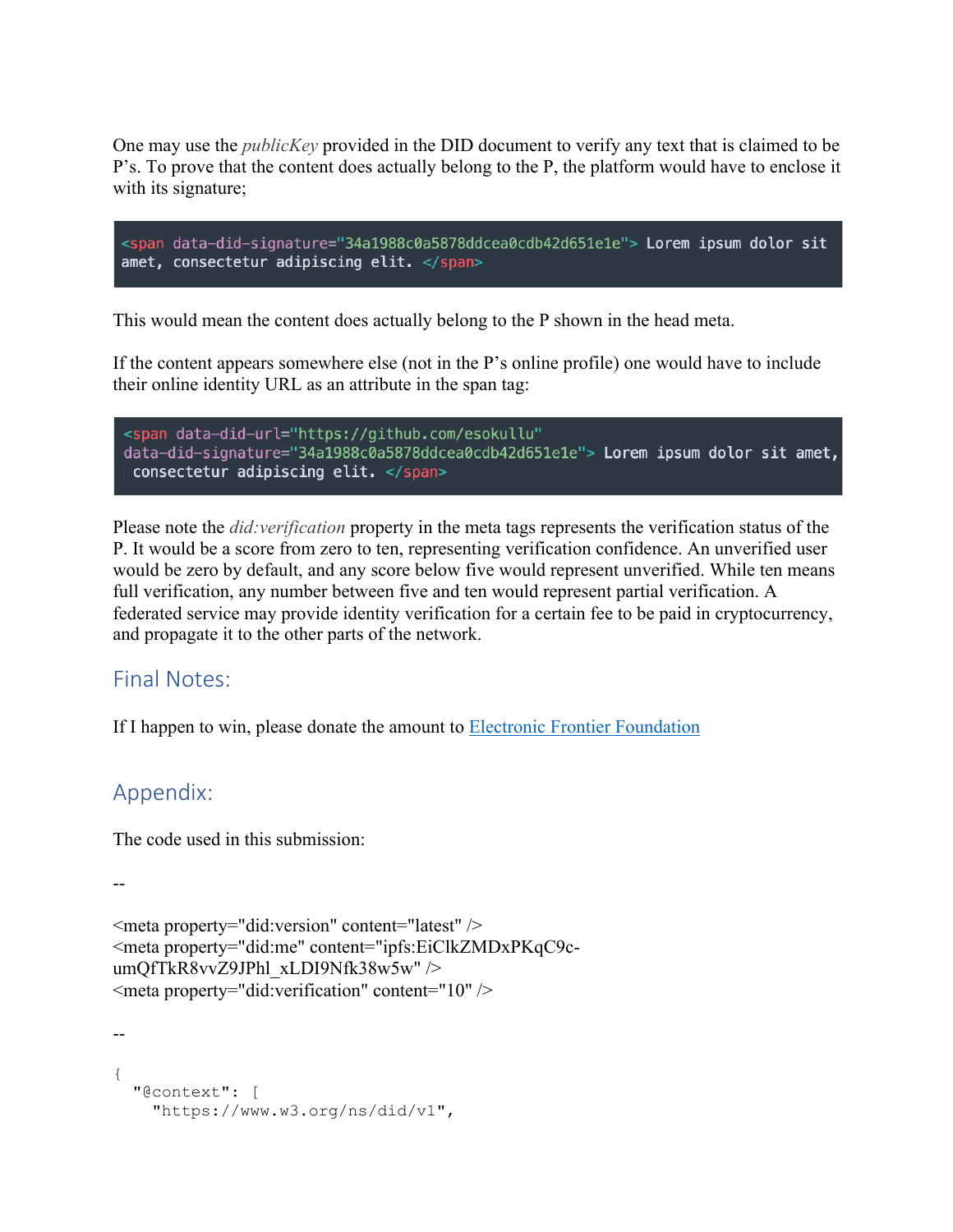One may use the *publicKey* provided in the DID document to verify any text that is claimed to be P's. To prove that the content does actually belong to the P, the platform would have to enclose it with its signature;

```
<span data-did-signature="34a1988c0a5878ddcea0cdb42d651e1e"> Lorem ipsum dolor sit amet, consectetur adipiscing elit. </span>
```

This would mean the content does actually belong to the P shown in the head meta.

If the content appears somewhere else (not in the P's online profile) one would have to include their online identity URL as an attribute in the span tag:

```
<span data-did-url="https://github.com/esokullu"
data-did-signature="34a1988c0a5878ddcea0cdb42d651e1e"> Lorem ipsum dolor sit amet,
 consectetur adipiscing elit. </span>
```

Please note the *did:verification* property in the meta tags represents the verification status of the P. It would be a score from zero to ten, representing verification confidence. An unverified user would be zero by default, and any score below five would represent unverified. While ten means full verification, any number between five and ten would represent partial verification. A federated service may provide identity verification for a certain fee to be paid in cryptocurrency, and propagate it to the other parts of the network.

## Final Notes:

If I happen to win, please donate the amount to [Electronic Frontier Foundation]()

## Appendix:

The code used in this submission:

--

```
<meta property="did:version" content="latest" />
<meta property="did:me" content="ipfs:EiClkZMDxPKqC9c-umQfTkR8vvZ9JPhl_xLDI9Nfk38w5w" />
<meta property="did:verification" content="10" />
```

--

```
{
  "@context": [
    "https://www.w3.org/ns/did/v1",
```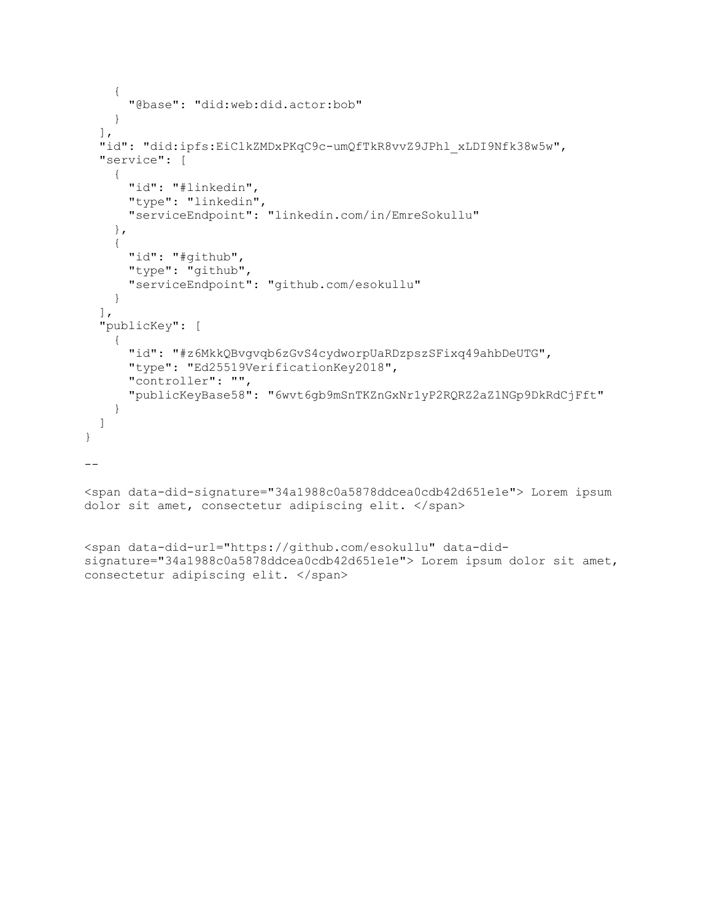```
    {
      "@base": "did:web:did.actor:bob"
    }
  ],
  "id": "did:ipfs:EiClkZMDxPKqC9c-umQfTkR8vvZ9JPhl_xLDI9Nfk38w5w",
  "service": [
    {
      "id": "#linkedin",
      "type": "linkedin",
      "serviceEndpoint": "linkedin.com/in/EmreSokullu"
    },
    {
      "id": "#github",
      "type": "github",
      "serviceEndpoint": "github.com/esokullu"
    }
  ],
  "publicKey": [
    {
      "id": "#z6MkkQBvgvqb6zGvS4cydworpUaRDzpszSFixq49ahbDeUTG",
      "type": "Ed25519VerificationKey2018",
      "controller": "",
      "publicKeyBase58": "6wvt6gb9mSnTKZnGxNr1yP2RQRZ2aZ1NGp9DkRdCjFft"
    }
  ]
}
```

--

```
<span data-did-signature="34a1988c0a5878ddcea0cdb42d651e1e"> Lorem ipsum
dolor sit amet, consectetur adipiscing elit. </span>
```

```
<span data-did-url="https://github.com/esokullu" data-did-
signature="34a1988c0a5878ddcea0cdb42d651e1e"> Lorem ipsum dolor sit amet,
consectetur adipiscing elit. </span>
```